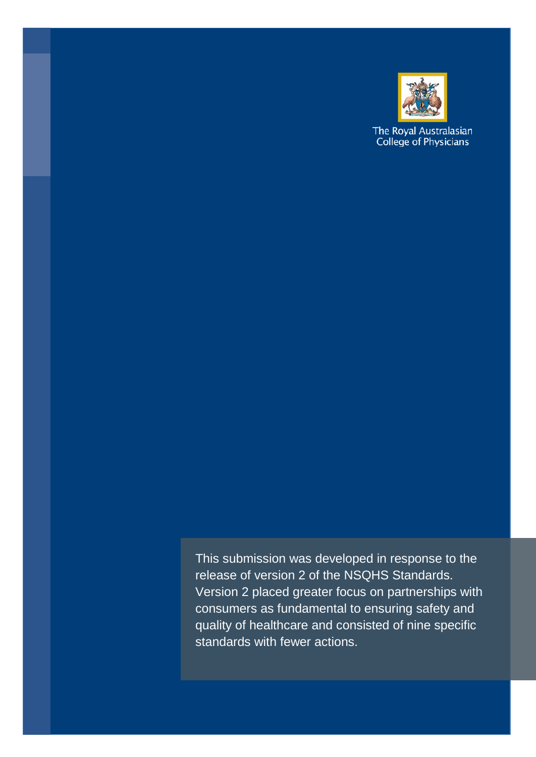The Royal Australasian College of Physicians

This submission was developed in response to the release of version 2 of the NSQHS Standards. Version 2 placed greater focus on partnerships with consumers as fundamental to ensuring safety and quality of healthcare and consisted of nine specific standards with fewer actions.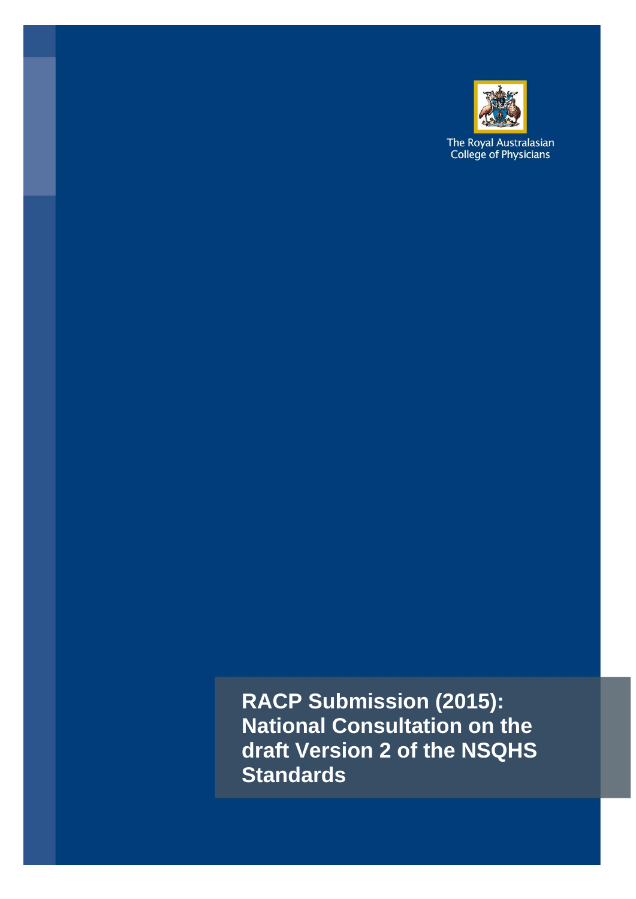The Royal Australasian College of Physicians

# RACP Submission (2015): National Consultation on the draft Version 2 of the NSQHS Standards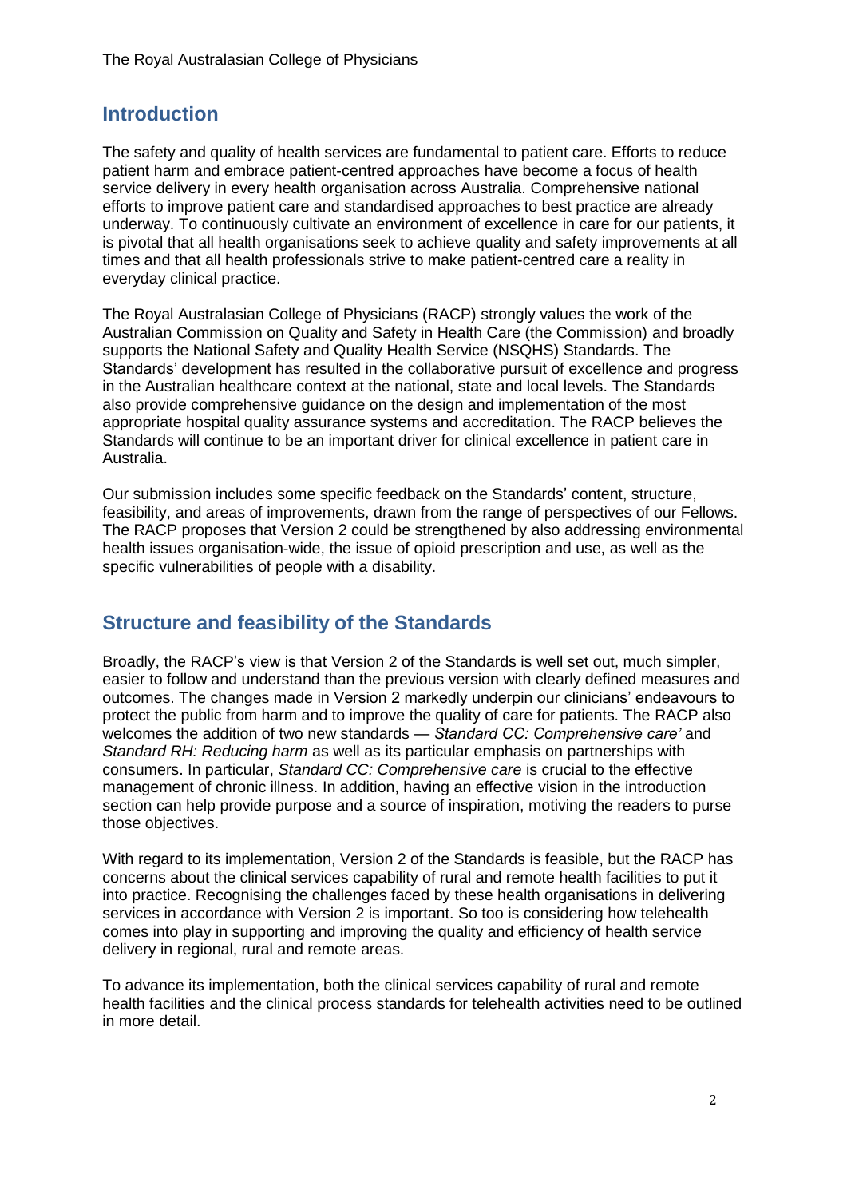## Introduction

The safety and quality of health services are fundamental to patient care. Efforts to reduce patient harm and embrace patient-centred approaches have become a focus of health service delivery in every health organisation across Australia. Comprehensive national efforts to improve patient care and standardised approaches to best practice are already underway. To continuously cultivate an environment of excellence in care for our patients, it is pivotal that all health organisations seek to achieve quality and safety improvements at all times and that all health professionals strive to make patient-centred care a reality in everyday clinical practice.

The Royal Australasian College of Physicians (RACP) strongly values the work of the Australian Commission on Quality and Safety in Health Care (the Commission) and broadly supports the National Safety and Quality Health Service (NSQHS) Standards. The Standards' development has resulted in the collaborative pursuit of excellence and progress in the Australian healthcare context at the national, state and local levels. The Standards also provide comprehensive guidance on the design and implementation of the most appropriate hospital quality assurance systems and accreditation. The RACP believes the Standards will continue to be an important driver for clinical excellence in patient care in Australia.

Our submission includes some specific feedback on the Standards' content, structure, feasibility, and areas of improvements, drawn from the range of perspectives of our Fellows. The RACP proposes that Version 2 could be strengthened by also addressing environmental health issues organisation-wide, the issue of opioid prescription and use, as well as the specific vulnerabilities of people with a disability.

## Structure and feasibility of the Standards

Broadly, the RACP's view is that Version 2 of the Standards is well set out, much simpler, easier to follow and understand than the previous version with clearly defined measures and outcomes. The changes made in Version 2 markedly underpin our clinicians' endeavours to protect the public from harm and to improve the quality of care for patients. The RACP also welcomes the addition of two new standards — *Standard CC: Comprehensive care'* and *Standard RH: Reducing harm* as well as its particular emphasis on partnerships with consumers. In particular, *Standard CC: Comprehensive care* is crucial to the effective management of chronic illness. In addition, having an effective vision in the introduction section can help provide purpose and a source of inspiration, motiving the readers to purse those objectives.

With regard to its implementation, Version 2 of the Standards is feasible, but the RACP has concerns about the clinical services capability of rural and remote health facilities to put it into practice. Recognising the challenges faced by these health organisations in delivering services in accordance with Version 2 is important. So too is considering how telehealth comes into play in supporting and improving the quality and efficiency of health service delivery in regional, rural and remote areas.

To advance its implementation, both the clinical services capability of rural and remote health facilities and the clinical process standards for telehealth activities need to be outlined in more detail.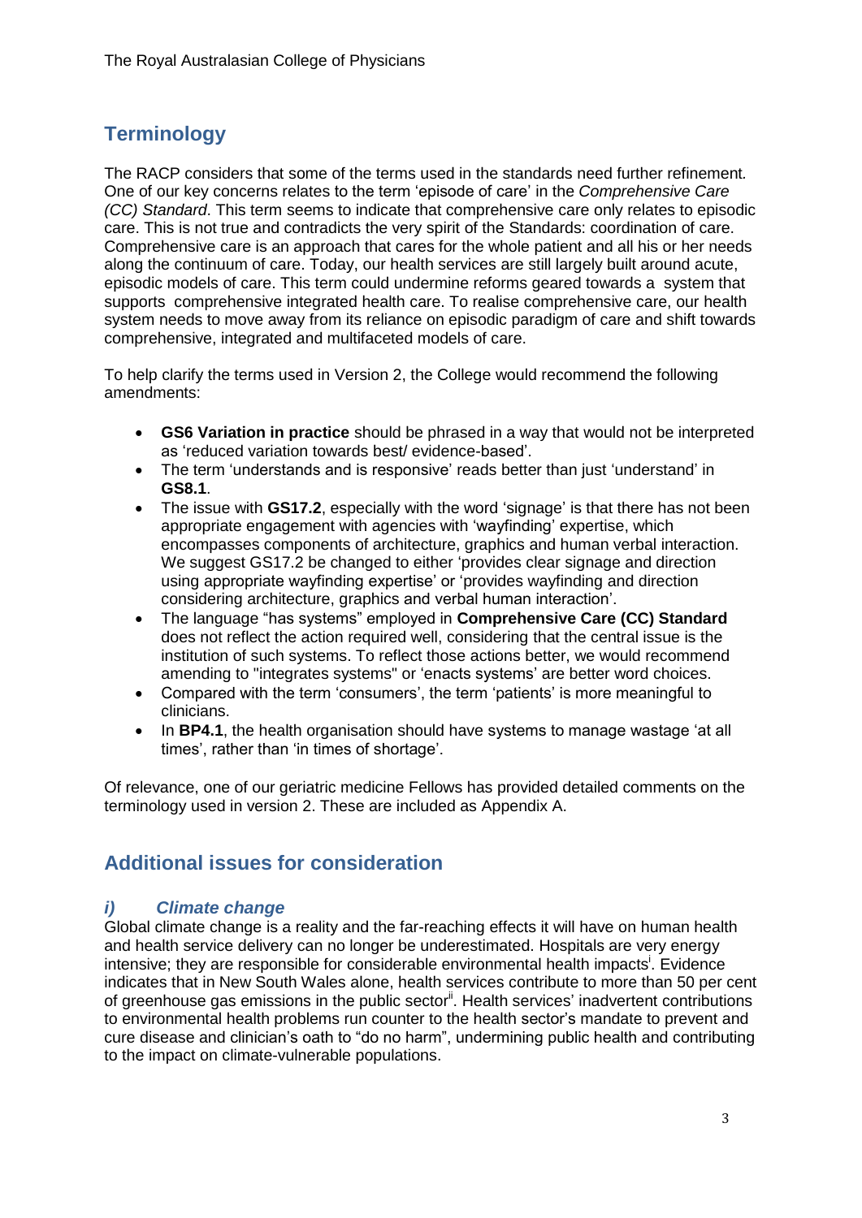## Terminology

The RACP considers that some of the terms used in the standards need further refinement. One of our key concerns relates to the term 'episode of care' in the *Comprehensive Care (CC) Standard*. This term seems to indicate that comprehensive care only relates to episodic care. This is not true and contradicts the very spirit of the Standards: coordination of care. Comprehensive care is an approach that cares for the whole patient and all his or her needs along the continuum of care. Today, our health services are still largely built around acute, episodic models of care. This term could undermine reforms geared towards a system that supports comprehensive integrated health care. To realise comprehensive care, our health system needs to move away from its reliance on episodic paradigm of care and shift towards comprehensive, integrated and multifaceted models of care.

To help clarify the terms used in Version 2, the College would recommend the following amendments:

- **GS6 Variation in practice** should be phrased in a way that would not be interpreted as 'reduced variation towards best/ evidence-based'.
- The term 'understands and is responsive' reads better than just 'understand' in **GS8.1**.
- The issue with **GS17.2**, especially with the word 'signage' is that there has not been appropriate engagement with agencies with 'wayfinding' expertise, which encompasses components of architecture, graphics and human verbal interaction. We suggest GS17.2 be changed to either 'provides clear signage and direction using appropriate wayfinding expertise' or 'provides wayfinding and direction considering architecture, graphics and verbal human interaction'.
- The language "has systems" employed in **Comprehensive Care (CC) Standard** does not reflect the action required well, considering that the central issue is the institution of such systems. To reflect those actions better, we would recommend amending to "integrates systems" or 'enacts systems' are better word choices.
- Compared with the term 'consumers', the term 'patients' is more meaningful to clinicians.
- In **BP4.1**, the health organisation should have systems to manage wastage 'at all times', rather than 'in times of shortage'.

Of relevance, one of our geriatric medicine Fellows has provided detailed comments on the terminology used in version 2. These are included as Appendix A.

## Additional issues for consideration

### *i) Climate change*

Global climate change is a reality and the far-reaching effects it will have on human health and health service delivery can no longer be underestimated. Hospitals are very energy intensive; they are responsible for considerable environmental health impacts[i]. Evidence indicates that in New South Wales alone, health services contribute to more than 50 per cent of greenhouse gas emissions in the public sector[ii]. Health services' inadvertent contributions to environmental health problems run counter to the health sector's mandate to prevent and cure disease and clinician's oath to "do no harm", undermining public health and contributing to the impact on climate-vulnerable populations.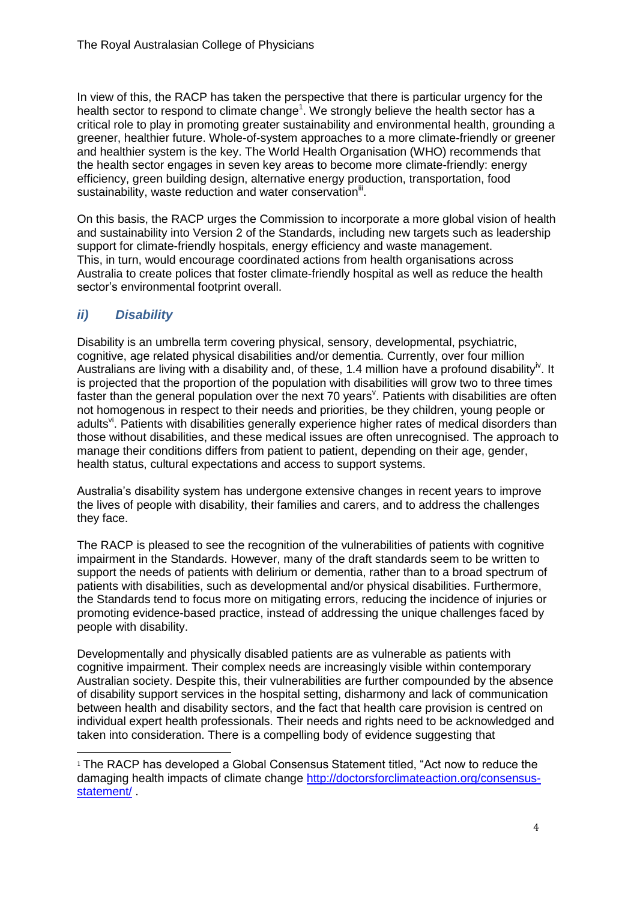In view of this, the RACP has taken the perspective that there is particular urgency for the health sector to respond to climate change[1]. We strongly believe the health sector has a critical role to play in promoting greater sustainability and environmental health, grounding a greener, healthier future. Whole-of-system approaches to a more climate-friendly or greener and healthier system is the key. The World Health Organisation (WHO) recommends that the health sector engages in seven key areas to become more climate-friendly: energy efficiency, green building design, alternative energy production, transportation, food sustainability, waste reduction and water conservation[iii].

On this basis, the RACP urges the Commission to incorporate a more global vision of health and sustainability into Version 2 of the Standards, including new targets such as leadership support for climate-friendly hospitals, energy efficiency and waste management. This, in turn, would encourage coordinated actions from health organisations across Australia to create polices that foster climate-friendly hospital as well as reduce the health sector's environmental footprint overall.

## *ii) Disability*

Disability is an umbrella term covering physical, sensory, developmental, psychiatric, cognitive, age related physical disabilities and/or dementia. Currently, over four million Australians are living with a disability and, of these, 1.4 million have a profound disability[iv]. It is projected that the proportion of the population with disabilities will grow two to three times faster than the general population over the next 70 years[v]. Patients with disabilities are often not homogenous in respect to their needs and priorities, be they children, young people or adults[vi]. Patients with disabilities generally experience higher rates of medical disorders than those without disabilities, and these medical issues are often unrecognised. The approach to manage their conditions differs from patient to patient, depending on their age, gender, health status, cultural expectations and access to support systems.

Australia's disability system has undergone extensive changes in recent years to improve the lives of people with disability, their families and carers, and to address the challenges they face.

The RACP is pleased to see the recognition of the vulnerabilities of patients with cognitive impairment in the Standards. However, many of the draft standards seem to be written to support the needs of patients with delirium or dementia, rather than to a broad spectrum of patients with disabilities, such as developmental and/or physical disabilities. Furthermore, the Standards tend to focus more on mitigating errors, reducing the incidence of injuries or promoting evidence-based practice, instead of addressing the unique challenges faced by people with disability.

Developmentally and physically disabled patients are as vulnerable as patients with cognitive impairment. Their complex needs are increasingly visible within contemporary Australian society. Despite this, their vulnerabilities are further compounded by the absence of disability support services in the hospital setting, disharmony and lack of communication between health and disability sectors, and the fact that health care provision is centred on individual expert health professionals. Their needs and rights need to be acknowledged and taken into consideration. There is a compelling body of evidence suggesting that

---

[1] The RACP has developed a Global Consensus Statement titled, "Act now to reduce the damaging health impacts of climate change http://doctorsforclimateaction.org/consensus-statement/ .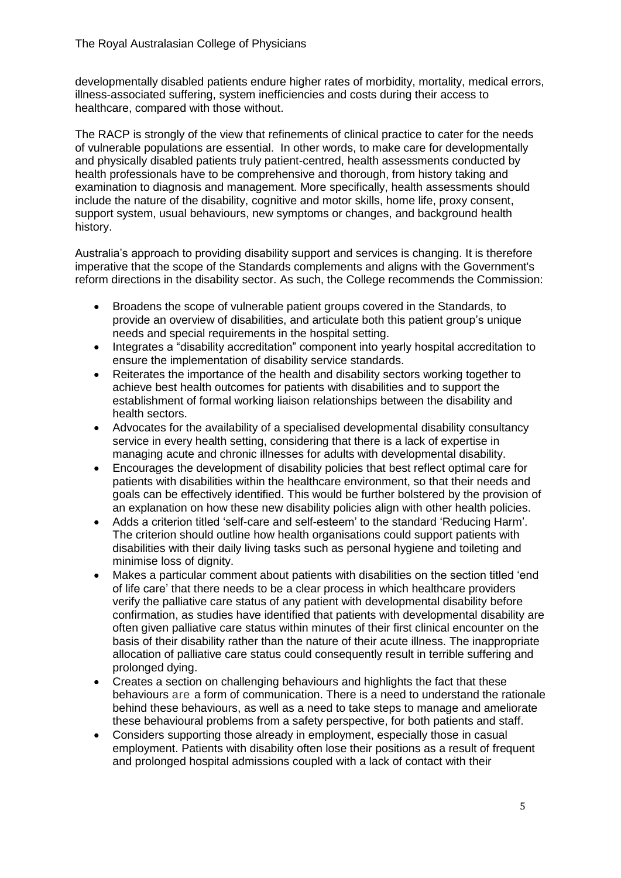developmentally disabled patients endure higher rates of morbidity, mortality, medical errors, illness-associated suffering, system inefficiencies and costs during their access to healthcare, compared with those without.

The RACP is strongly of the view that refinements of clinical practice to cater for the needs of vulnerable populations are essential. In other words, to make care for developmentally and physically disabled patients truly patient-centred, health assessments conducted by health professionals have to be comprehensive and thorough, from history taking and examination to diagnosis and management. More specifically, health assessments should include the nature of the disability, cognitive and motor skills, home life, proxy consent, support system, usual behaviours, new symptoms or changes, and background health history.

Australia's approach to providing disability support and services is changing. It is therefore imperative that the scope of the Standards complements and aligns with the Government's reform directions in the disability sector. As such, the College recommends the Commission:

- Broadens the scope of vulnerable patient groups covered in the Standards, to provide an overview of disabilities, and articulate both this patient group's unique needs and special requirements in the hospital setting.
- Integrates a "disability accreditation" component into yearly hospital accreditation to ensure the implementation of disability service standards.
- Reiterates the importance of the health and disability sectors working together to achieve best health outcomes for patients with disabilities and to support the establishment of formal working liaison relationships between the disability and health sectors.
- Advocates for the availability of a specialised developmental disability consultancy service in every health setting, considering that there is a lack of expertise in managing acute and chronic illnesses for adults with developmental disability.
- Encourages the development of disability policies that best reflect optimal care for patients with disabilities within the healthcare environment, so that their needs and goals can be effectively identified. This would be further bolstered by the provision of an explanation on how these new disability policies align with other health policies.
- Adds a criterion titled 'self-care and self-esteem' to the standard 'Reducing Harm'. The criterion should outline how health organisations could support patients with disabilities with their daily living tasks such as personal hygiene and toileting and minimise loss of dignity.
- Makes a particular comment about patients with disabilities on the section titled 'end of life care' that there needs to be a clear process in which healthcare providers verify the palliative care status of any patient with developmental disability before confirmation, as studies have identified that patients with developmental disability are often given palliative care status within minutes of their first clinical encounter on the basis of their disability rather than the nature of their acute illness. The inappropriate allocation of palliative care status could consequently result in terrible suffering and prolonged dying.
- Creates a section on challenging behaviours and highlights the fact that these behaviours are a form of communication. There is a need to understand the rationale behind these behaviours, as well as a need to take steps to manage and ameliorate these behavioural problems from a safety perspective, for both patients and staff.
- Considers supporting those already in employment, especially those in casual employment. Patients with disability often lose their positions as a result of frequent and prolonged hospital admissions coupled with a lack of contact with their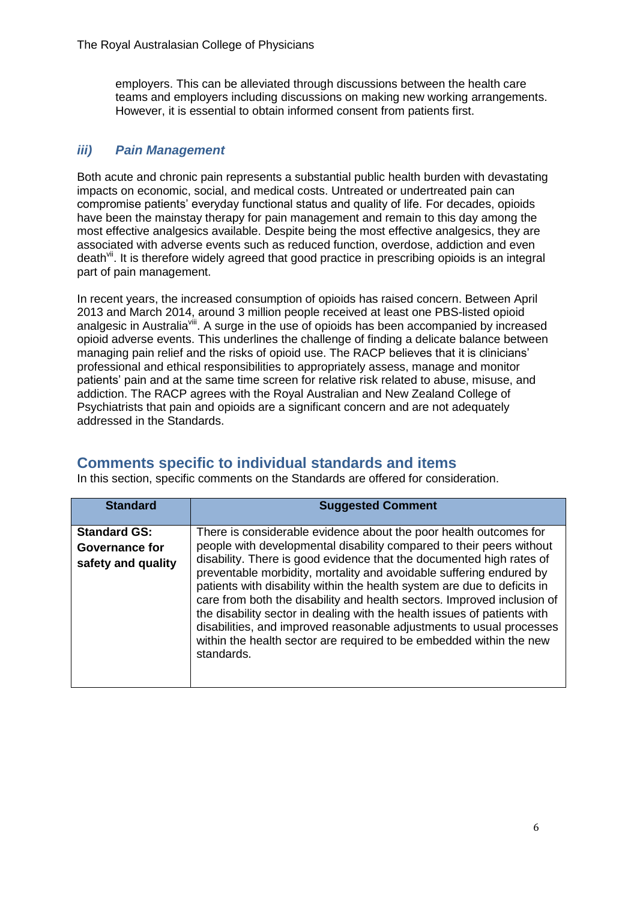employers. This can be alleviated through discussions between the health care teams and employers including discussions on making new working arrangements. However, it is essential to obtain informed consent from patients first.

### *iii) Pain Management*

Both acute and chronic pain represents a substantial public health burden with devastating impacts on economic, social, and medical costs. Untreated or undertreated pain can compromise patients' everyday functional status and quality of life. For decades, opioids have been the mainstay therapy for pain management and remain to this day among the most effective analgesics available. Despite being the most effective analgesics, they are associated with adverse events such as reduced function, overdose, addiction and even death[vii]. It is therefore widely agreed that good practice in prescribing opioids is an integral part of pain management.

In recent years, the increased consumption of opioids has raised concern. Between April 2013 and March 2014, around 3 million people received at least one PBS-listed opioid analgesic in Australia[viii]. A surge in the use of opioids has been accompanied by increased opioid adverse events. This underlines the challenge of finding a delicate balance between managing pain relief and the risks of opioid use. The RACP believes that it is clinicians' professional and ethical responsibilities to appropriately assess, manage and monitor patients' pain and at the same time screen for relative risk related to abuse, misuse, and addiction. The RACP agrees with the Royal Australian and New Zealand College of Psychiatrists that pain and opioids are a significant concern and are not adequately addressed in the Standards.

## Comments specific to individual standards and items

In this section, specific comments on the Standards are offered for consideration.

| Standard | Suggested Comment |
|---|---|
| **Standard GS: Governance for safety and quality** | There is considerable evidence about the poor health outcomes for people with developmental disability compared to their peers without disability. There is good evidence that the documented high rates of preventable morbidity, mortality and avoidable suffering endured by patients with disability within the health system are due to deficits in care from both the disability and health sectors. Improved inclusion of the disability sector in dealing with the health issues of patients with disabilities, and improved reasonable adjustments to usual processes within the health sector are required to be embedded within the new standards. |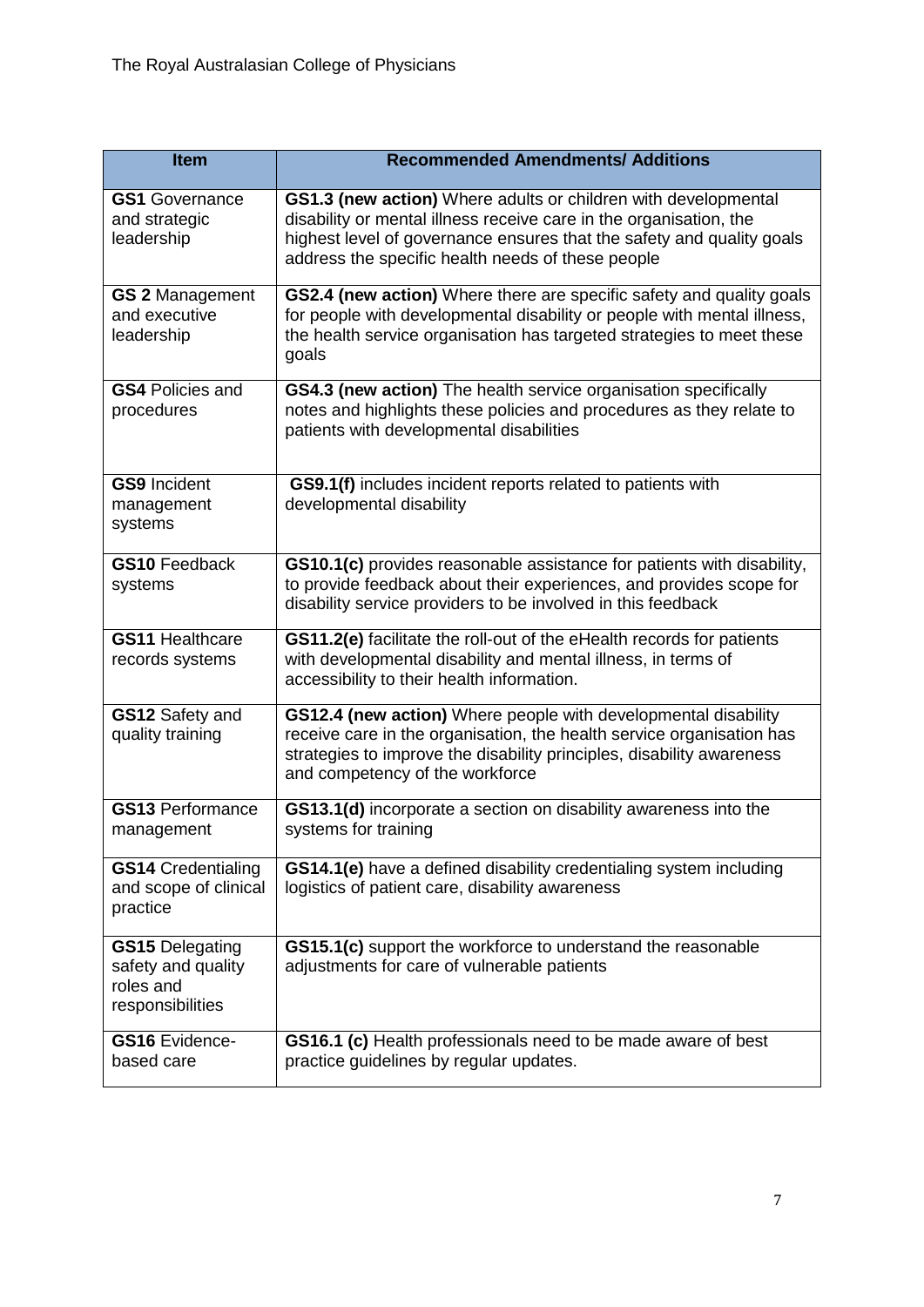| Item | Recommended Amendments/ Additions |
| --- | --- |
| **GS1** Governance and strategic leadership | **GS1.3 (new action)** Where adults or children with developmental disability or mental illness receive care in the organisation, the highest level of governance ensures that the safety and quality goals address the specific health needs of these people |
| **GS 2** Management and executive leadership | **GS2.4 (new action)** Where there are specific safety and quality goals for people with developmental disability or people with mental illness, the health service organisation has targeted strategies to meet these goals |
| **GS4** Policies and procedures | **GS4.3 (new action)** The health service organisation specifically notes and highlights these policies and procedures as they relate to patients with developmental disabilities |
| **GS9** Incident management systems | **GS9.1(f)** includes incident reports related to patients with developmental disability |
| **GS10** Feedback systems | **GS10.1(c)** provides reasonable assistance for patients with disability, to provide feedback about their experiences, and provides scope for disability service providers to be involved in this feedback |
| **GS11** Healthcare records systems | **GS11.2(e)** facilitate the roll-out of the eHealth records for patients with developmental disability and mental illness, in terms of accessibility to their health information. |
| **GS12** Safety and quality training | **GS12.4 (new action)** Where people with developmental disability receive care in the organisation, the health service organisation has strategies to improve the disability principles, disability awareness and competency of the workforce |
| **GS13** Performance management | **GS13.1(d)** incorporate a section on disability awareness into the systems for training |
| **GS14** Credentialing and scope of clinical practice | **GS14.1(e)** have a defined disability credentialing system including logistics of patient care, disability awareness |
| **GS15** Delegating safety and quality roles and responsibilities | **GS15.1(c)** support the workforce to understand the reasonable adjustments for care of vulnerable patients |
| **GS16** Evidence-based care | **GS16.1 (c)** Health professionals need to be made aware of best practice guidelines by regular updates. |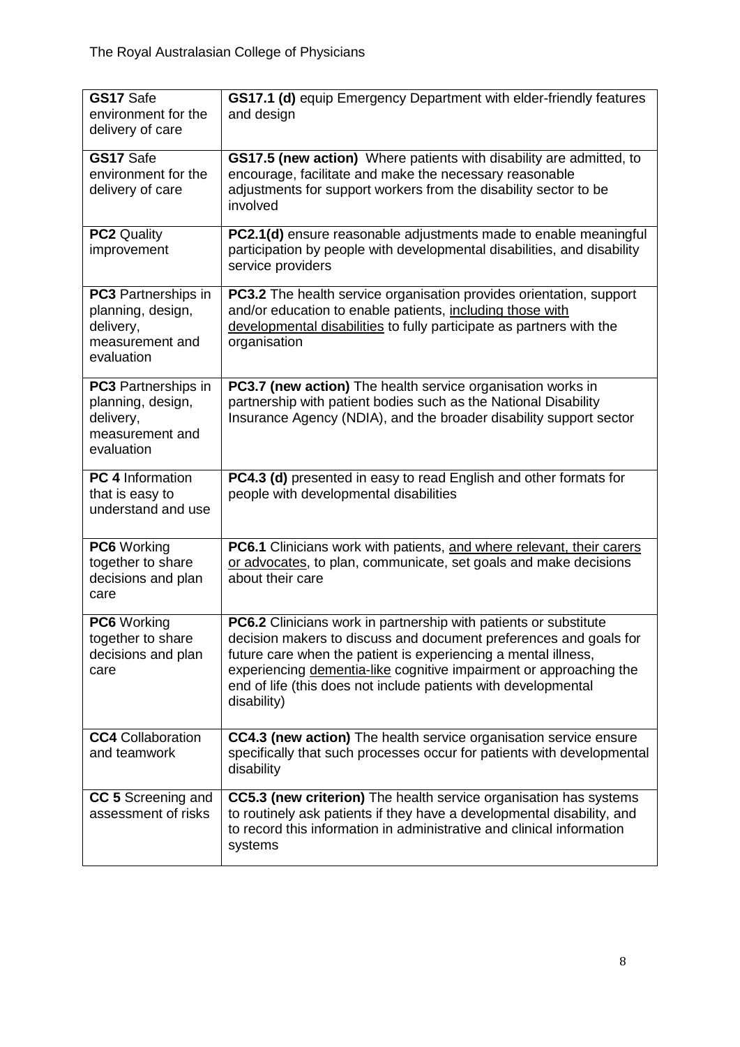| | |
|---|---|
| **GS17** Safe environment for the delivery of care | **GS17.1 (d)** equip Emergency Department with elder-friendly features and design |
| **GS17** Safe environment for the delivery of care | **GS17.5 (new action)** Where patients with disability are admitted, to encourage, facilitate and make the necessary reasonable adjustments for support workers from the disability sector to be involved |
| **PC2** Quality improvement | **PC2.1(d)** ensure reasonable adjustments made to enable meaningful participation by people with developmental disabilities, and disability service providers |
| **PC3** Partnerships in planning, design, delivery, measurement and evaluation | **PC3.2** The health service organisation provides orientation, support and/or education to enable patients, <u>including those with developmental disabilities</u> to fully participate as partners with the organisation |
| **PC3** Partnerships in planning, design, delivery, measurement and evaluation | **PC3.7 (new action)** The health service organisation works in partnership with patient bodies such as the National Disability Insurance Agency (NDIA), and the broader disability support sector |
| **PC 4** Information that is easy to understand and use | **PC4.3 (d)** presented in easy to read English and other formats for people with developmental disabilities |
| **PC6** Working together to share decisions and plan care | **PC6.1** Clinicians work with patients, <u>and where relevant, their carers or advocates</u>, to plan, communicate, set goals and make decisions about their care |
| **PC6** Working together to share decisions and plan care | **PC6.2** Clinicians work in partnership with patients or substitute decision makers to discuss and document preferences and goals for future care when the patient is experiencing a mental illness, experiencing <u>dementia-like</u> cognitive impairment or approaching the end of life (this does not include patients with developmental disability) |
| **CC4** Collaboration and teamwork | **CC4.3 (new action)** The health service organisation service ensure specifically that such processes occur for patients with developmental disability |
| **CC 5** Screening and assessment of risks | **CC5.3 (new criterion)** The health service organisation has systems to routinely ask patients if they have a developmental disability, and to record this information in administrative and clinical information systems |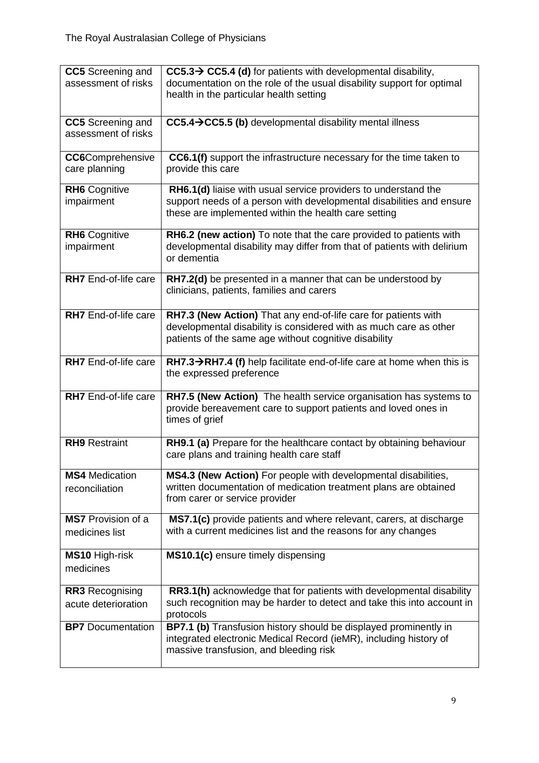| | |
|---|---|
| **CC5** Screening and assessment of risks | **CC5.3→ CC5.4 (d)** for patients with developmental disability, documentation on the role of the usual disability support for optimal health in the particular health setting |
| **CC5** Screening and assessment of risks | **CC5.4→CC5.5 (b)** developmental disability mental illness |
| **CC6**Comprehensive care planning | **CC6.1(f)** support the infrastructure necessary for the time taken to provide this care |
| **RH6** Cognitive impairment | **RH6.1(d)** liaise with usual service providers to understand the support needs of a person with developmental disabilities and ensure these are implemented within the health care setting |
| **RH6** Cognitive impairment | **RH6.2 (new action)** To note that the care provided to patients with developmental disability may differ from that of patients with delirium or dementia |
| **RH7** End-of-life care | **RH7.2(d)** be presented in a manner that can be understood by clinicians, patients, families and carers |
| **RH7** End-of-life care | **RH7.3 (New Action)** That any end-of-life care for patients with developmental disability is considered with as much care as other patients of the same age without cognitive disability |
| **RH7** End-of-life care | **RH7.3→RH7.4 (f)** help facilitate end-of-life care at home when this is the expressed preference |
| **RH7** End-of-life care | **RH7.5 (New Action)** The health service organisation has systems to provide bereavement care to support patients and loved ones in times of grief |
| **RH9** Restraint | **RH9.1 (a)** Prepare for the healthcare contact by obtaining behaviour care plans and training health care staff |
| **MS4** Medication reconciliation | **MS4.3 (New Action)** For people with developmental disabilities, written documentation of medication treatment plans are obtained from carer or service provider |
| **MS7** Provision of a medicines list | **MS7.1(c)** provide patients and where relevant, carers, at discharge with a current medicines list and the reasons for any changes |
| **MS10** High-risk medicines | **MS10.1(c)** ensure timely dispensing |
| **RR3** Recognising acute deterioration | **RR3.1(h)** acknowledge that for patients with developmental disability such recognition may be harder to detect and take this into account in protocols |
| **BP7** Documentation | **BP7.1 (b)** Transfusion history should be displayed prominently in integrated electronic Medical Record (ieMR), including history of massive transfusion, and bleeding risk |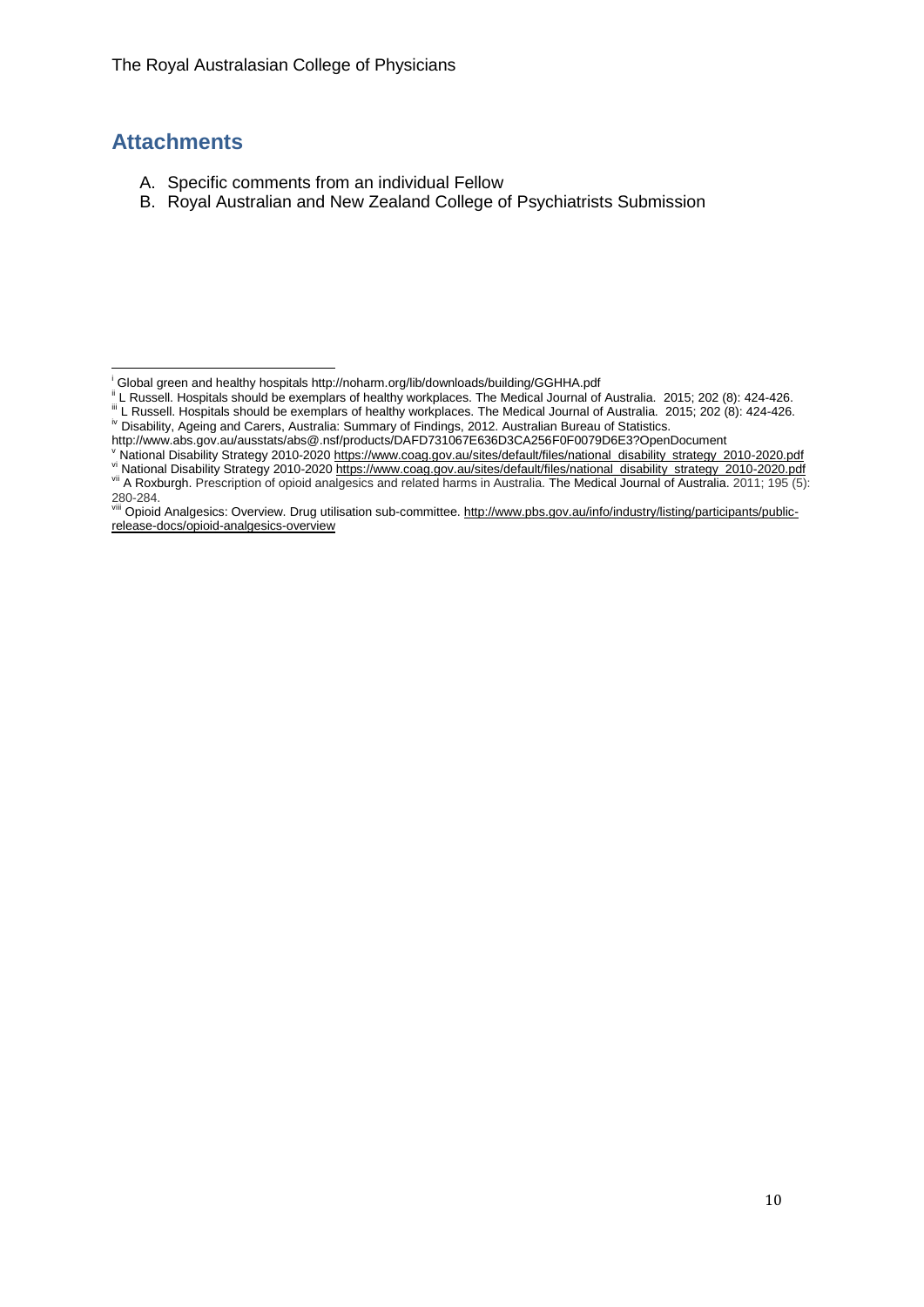## Attachments

A. Specific comments from an individual Fellow
B. Royal Australian and New Zealand College of Psychiatrists Submission

---

[i] Global green and healthy hospitals http://noharm.org/lib/downloads/building/GGHHA.pdf

[ii] L Russell. Hospitals should be exemplars of healthy workplaces. The Medical Journal of Australia. 2015; 202 (8): 424-426.

[iii] L Russell. Hospitals should be exemplars of healthy workplaces. The Medical Journal of Australia. 2015; 202 (8): 424-426.

[iv] Disability, Ageing and Carers, Australia: Summary of Findings, 2012. Australian Bureau of Statistics. http://www.abs.gov.au/ausstats/abs@.nsf/products/DAFD731067E636D3CA256F0F0079D6E3?OpenDocument

[v] National Disability Strategy 2010-2020 https://www.coag.gov.au/sites/default/files/national_disability_strategy_2010-2020.pdf

[vi] National Disability Strategy 2010-2020 https://www.coag.gov.au/sites/default/files/national_disability_strategy_2010-2020.pdf

[vii] A Roxburgh. Prescription of opioid analgesics and related harms in Australia. The Medical Journal of Australia. 2011; 195 (5): 280-284.

[viii] Opioid Analgesics: Overview. Drug utilisation sub-committee. http://www.pbs.gov.au/info/industry/listing/participants/public-release-docs/opioid-analgesics-overview